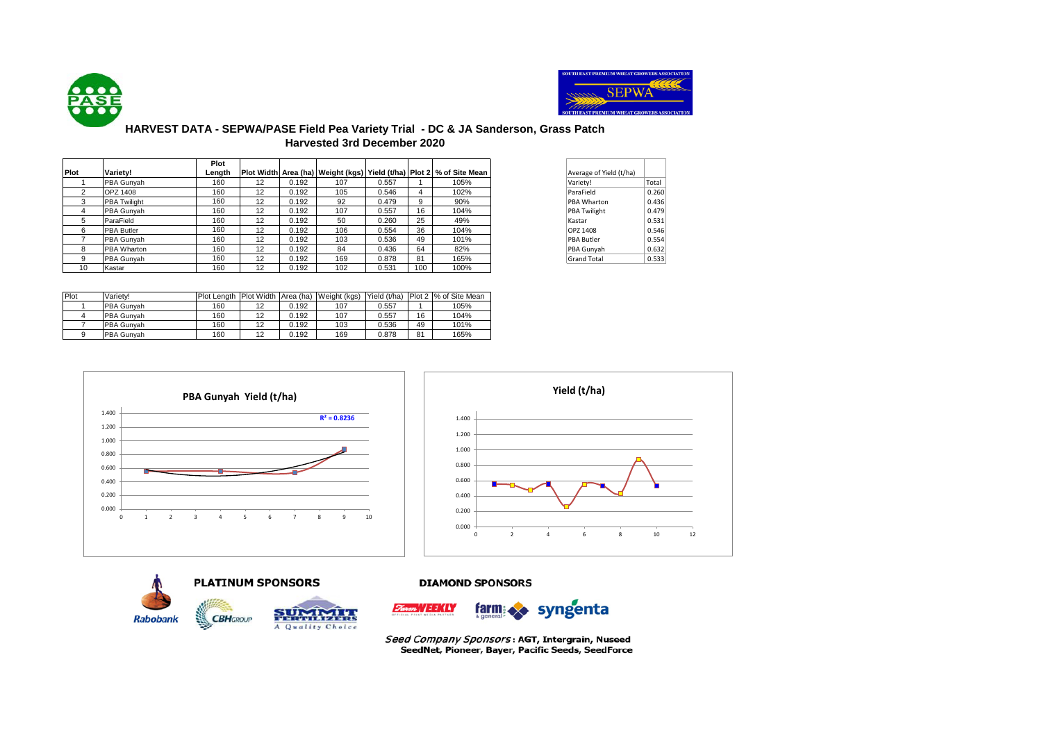# HARVEST DATA - SEPWA/PASE Field Pea Variety Trial - DC & JA Sanderson, Grass Patch

## Harvested 3rd December 2020

| Plot | Variety! | Plot Length | Plot Width | Area (ha) | Weight (kgs) | Yield (t/ha) | Plot 2 | % of Site Mean |
|---|---|---|---|---|---|---|---|---|
| 1 | PBA Gunyah | 160 | 12 | 0.192 | 107 | 0.557 | 1 | 105% |
| 2 | OPZ 1408 | 160 | 12 | 0.192 | 105 | 0.546 | 4 | 102% |
| 3 | PBA Twilight | 160 | 12 | 0.192 | 92 | 0.479 | 9 | 90% |
| 4 | PBA Gunyah | 160 | 12 | 0.192 | 107 | 0.557 | 16 | 104% |
| 5 | ParaField | 160 | 12 | 0.192 | 50 | 0.260 | 25 | 49% |
| 6 | PBA Butler | 160 | 12 | 0.192 | 106 | 0.554 | 36 | 104% |
| 7 | PBA Gunyah | 160 | 12 | 0.192 | 103 | 0.536 | 49 | 101% |
| 8 | PBA Wharton | 160 | 12 | 0.192 | 84 | 0.436 | 64 | 82% |
| 9 | PBA Gunyah | 160 | 12 | 0.192 | 169 | 0.878 | 81 | 165% |
| 10 | Kastar | 160 | 12 | 0.192 | 102 | 0.531 | 100 | 100% |

| Average of Yield (t/ha) | |
|---|---|
| Variety! | Total |
| ParaField | 0.260 |
| PBA Wharton | 0.436 |
| PBA Twilight | 0.479 |
| Kastar | 0.531 |
| OPZ 1408 | 0.546 |
| PBA Butler | 0.554 |
| PBA Gunyah | 0.632 |
| Grand Total | 0.533 |

| Plot | Variety! | Plot Length | Plot Width | Area (ha) | Weight (kgs) | Yield (t/ha) | Plot 2 | % of Site Mean |
|---|---|---|---|---|---|---|---|---|
| 1 | PBA Gunyah | 160 | 12 | 0.192 | 107 | 0.557 | 1 | 105% |
| 4 | PBA Gunyah | 160 | 12 | 0.192 | 107 | 0.557 | 16 | 104% |
| 7 | PBA Gunyah | 160 | 12 | 0.192 | 103 | 0.536 | 49 | 101% |
| 9 | PBA Gunyah | 160 | 12 | 0.192 | 169 | 0.878 | 81 | 165% |

**PBA Gunyah Yield (t/ha)**

$R^2 = 0.8236$

**Yield (t/ha)**

**PLATINUM SPONSORS**

Rabobank, CBH Group, Summit Fertilizers – A Quality Choice

**DIAMOND SPONSORS**

Farm Weekly, farm & general, syngenta

*Seed Company Sponsors*: AGT, Intergrain, Nuseed, SeedNet, Pioneer, Bayer, Pacific Seeds, SeedForce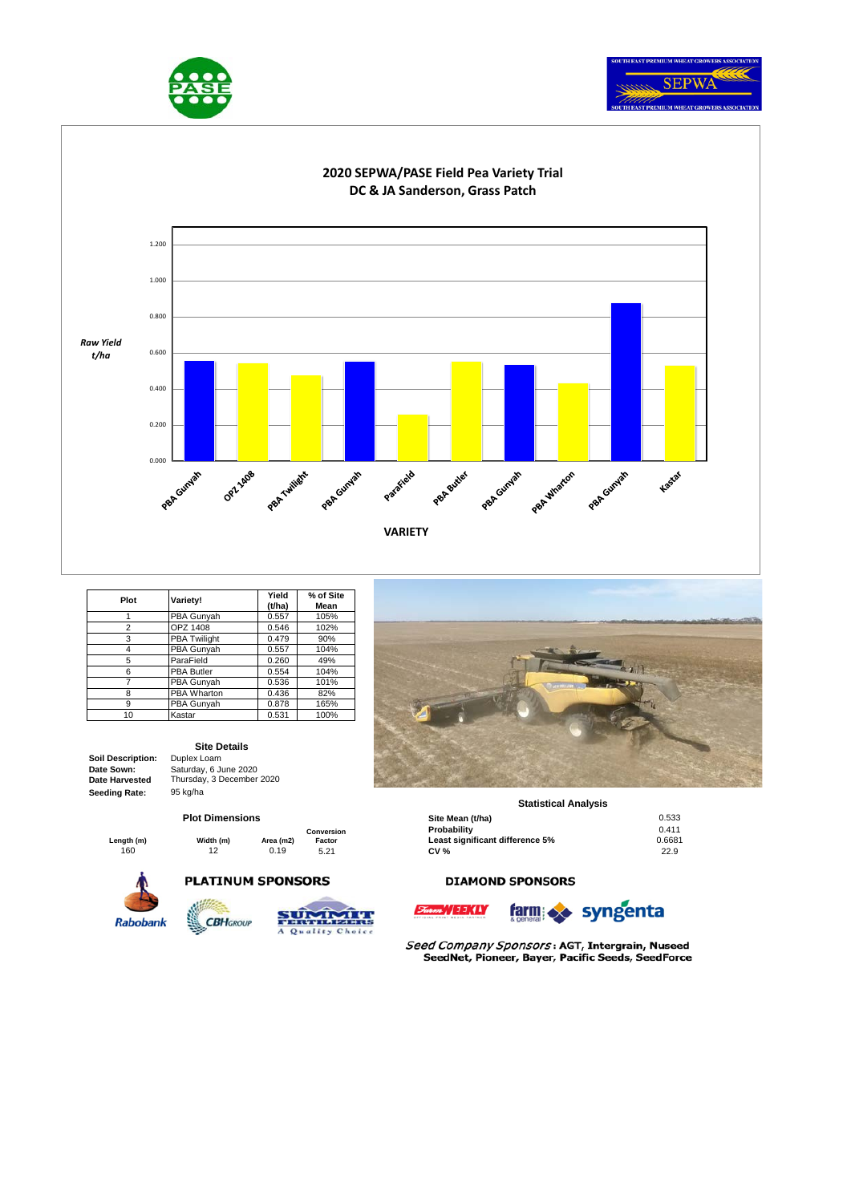## 2020 SEPWA/PASE Field Pea Variety Trial
## DC & JA Sanderson, Grass Patch

*Raw Yield t/ha*

VARIETY

| Plot | Variety! | Yield (t/ha) | % of Site Mean |
|---|---|---|---|
| 1 | PBA Gunyah | 0.557 | 105% |
| 2 | OPZ 1408 | 0.546 | 102% |
| 3 | PBA Twilight | 0.479 | 90% |
| 4 | PBA Gunyah | 0.557 | 104% |
| 5 | ParaField | 0.260 | 49% |
| 6 | PBA Butler | 0.554 | 104% |
| 7 | PBA Gunyah | 0.536 | 101% |
| 8 | PBA Wharton | 0.436 | 82% |
| 9 | PBA Gunyah | 0.878 | 165% |
| 10 | Kastar | 0.531 | 100% |

### Site Details

**Soil Description:** Duplex Loam
**Date Sown:** Saturday, 6 June 2020
**Date Harvested** Thursday, 3 December 2020
**Seeding Rate:** 95 kg/ha

### Plot Dimensions

| Length (m) | Width (m) | Area (m2) | Conversion Factor |
|---|---|---|---|
| 160 | 12 | 0.19 | 5.21 |

### Statistical Analysis

| | |
|---|---|
| **Site Mean (t/ha)** | 0.533 |
| **Probability** | 0.411 |
| **Least significant difference 5%** | 0.6681 |
| **CV %** | 22.9 |

**PLATINUM SPONSORS**

Rabobank, CBH Group, Summit Fertilizers – A Quality Choice

**DIAMOND SPONSORS**

Farm Weekly, Farm & General, Syngenta

*Seed Company Sponsors*: AGT, Intergrain, Nuseed SeedNet, Pioneer, Bayer, Pacific Seeds, SeedForce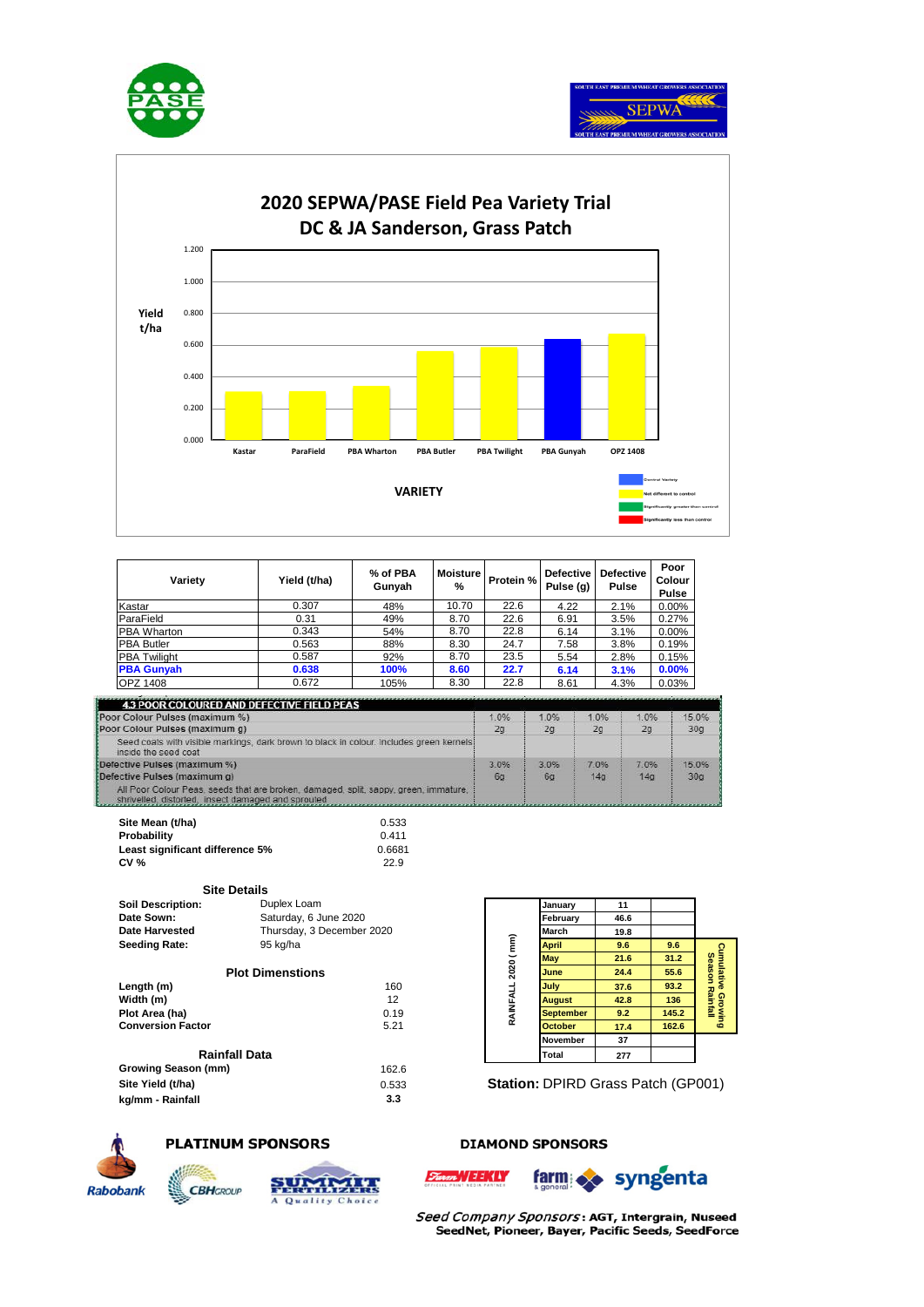PASE

SEPWA — SOUTH EAST PREMIUM WHEAT GROWERS ASSOCIATION

# 2020 SEPWA/PASE Field Pea Variety Trial
## DC & JA Sanderson, Grass Patch

Yield t/ha

1.200
1.000
0.800
0.600
0.400
0.200
0.000

Kastar
ParaField
PBA Wharton
PBA Butler
PBA Twilight
PBA Gunyah
OPZ 1408

VARIETY

Control Variety
Not different to control
Significantly greater than control
Significantly less than control

| Variety | Yield (t/ha) | % of PBA Gunyah | Moisture % | Protein % | Defective Pulse (g) | Defective Pulse | Poor Colour Pulse |
|---|---|---|---|---|---|---|---|
| Kastar | 0.307 | 48% | 10.70 | 22.6 | 4.22 | 2.1% | 0.00% |
| ParaField | 0.31 | 49% | 8.70 | 22.6 | 6.91 | 3.5% | 0.27% |
| PBA Wharton | 0.343 | 54% | 8.70 | 22.8 | 6.14 | 3.1% | 0.00% |
| PBA Butler | 0.563 | 88% | 8.30 | 24.7 | 7.58 | 3.8% | 0.19% |
| PBA Twilight | 0.587 | 92% | 8.70 | 23.5 | 5.54 | 2.8% | 0.15% |
| **PBA Gunyah** | **0.638** | **100%** | **8.60** | **22.7** | **6.14** | **3.1%** | **0.00%** |
| OPZ 1408 | 0.672 | 105% | 8.30 | 22.8 | 8.61 | 4.3% | 0.03% |

**4.3 POOR COLOURED AND DEFECTIVE FIELD PEAS**

| | | | | | |
|---|---|---|---|---|---|
| Poor Colour Pulses (maximum %) | 1.0% | 1.0% | 1.0% | 1.0% | 15.0% |
| Poor Colour Pulses (maximum g) | 2g | 2g | 2g | 2g | 30g |
| Seed coats with visible markings, dark brown to black in colour. Includes green kernels inside the seed coat | | | | | |
| Defective Pulses (maximum %) | 3.0% | 3.0% | 7.0% | 7.0% | 15.0% |
| Defective Pulses (maximum g) | 6g | 6g | 14g | 14g | 30g |
| All Poor Colour Peas, seeds that are broken, damaged, split, sappy, green, immature, shrivelled, distorted, insect damaged and sprouted | | | | | |

| | |
|---|---|
| **Site Mean (t/ha)** | 0.533 |
| **Probability** | 0.411 |
| **Least significant difference 5%** | 0.6681 |
| **CV %** | 22.9 |

### Site Details

| | |
|---|---|
| **Soil Description:** | Duplex Loam |
| **Date Sown:** | Saturday, 6 June 2020 |
| **Date Harvested** | Thursday, 3 December 2020 |
| **Seeding Rate:** | 95 kg/ha |

### Plot Dimenstions

| | |
|---|---|
| **Length (m)** | 160 |
| **Width (m)** | 12 |
| **Plot Area (ha)** | 0.19 |
| **Conversion Factor** | 5.21 |

### Rainfall Data

| | |
|---|---|
| **Growing Season (mm)** | 162.6 |
| **Site Yield (t/ha)** | 0.533 |
| **kg/mm - Rainfall** | 3.3 |

RAINFALL 2020 (mm)

| Month | Rainfall | Cumulative Growing Season Rainfall |
|---|---|---|
| January | 11 | |
| February | 46.6 | |
| March | 19.8 | |
| April | 9.6 | 9.6 |
| May | 21.6 | 31.2 |
| June | 24.4 | 55.6 |
| July | 37.6 | 93.2 |
| August | 42.8 | 136 |
| September | 9.2 | 145.2 |
| October | 17.4 | 162.6 |
| November | 37 | |
| Total | 277 | |

**Station:** DPIRD Grass Patch (GP001)

**PLATINUM SPONSORS**

Rabobank, CBH GROUP, SUMMIT FERTILIZERS A Quality Choice

**DIAMOND SPONSORS**

Farm WEEKLY, farm & general, syngenta

*Seed Company Sponsors*: **AGT, Intergrain, Nuseed SeedNet, Pioneer, Bayer, Pacific Seeds, SeedForce**